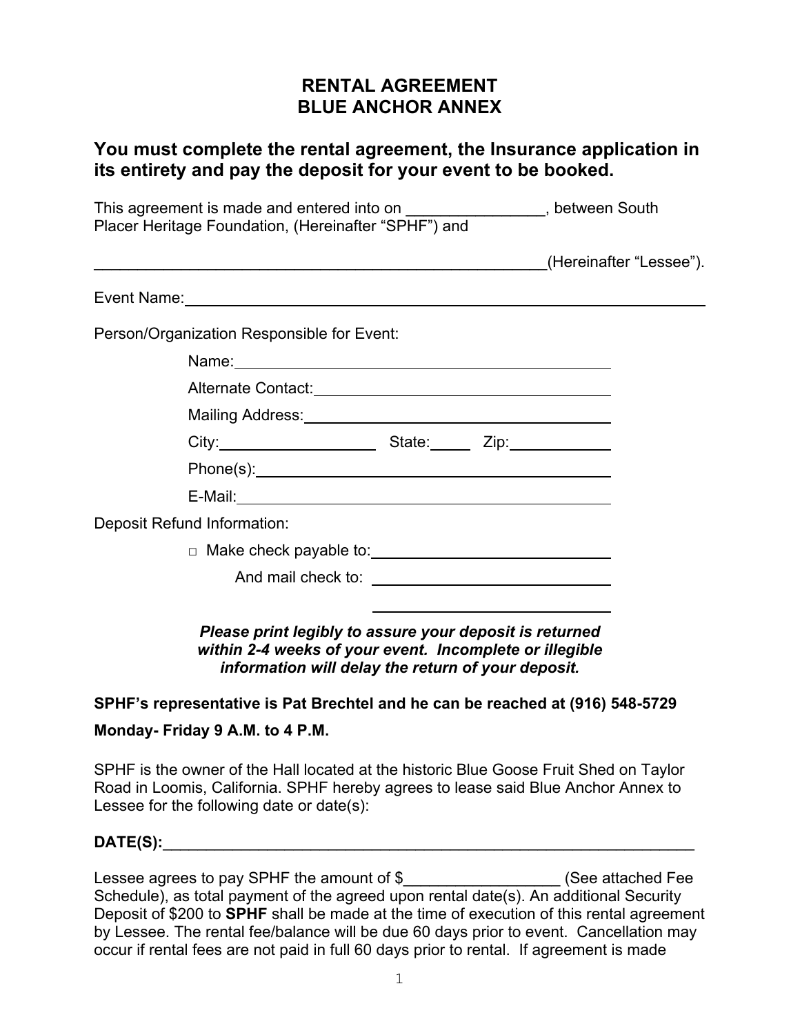# RENTAL AGREEMENT
# BLUE ANCHOR ANNEX

## You must complete the rental agreement, the Insurance application in its entirety and pay the deposit for your event to be booked.

This agreement is made and entered into on ________________, between South Placer Heritage Foundation, (Hereinafter "SPHF") and

_____________________________________________________(Hereinafter "Lessee").

Event Name:_____________________________________________________________

Person/Organization Responsible for Event:

Name:_________________________________________

Alternate Contact:_________________________________

Mailing Address:__________________________________

City:___________________ State:_____ Zip:____________

Phone(s):_______________________________________

E-Mail:_________________________________________

Deposit Refund Information:

□ Make check payable to:____________________________

And mail check to: ____________________________

____________________________

***Please print legibly to assure your deposit is returned within 2-4 weeks of your event. Incomplete or illegible information will delay the return of your deposit.***

**SPHF's representative is Pat Brechtel and he can be reached at (916) 548-5729**

**Monday- Friday 9 A.M. to 4 P.M.**

SPHF is the owner of the Hall located at the historic Blue Goose Fruit Shed on Taylor Road in Loomis, California. SPHF hereby agrees to lease said Blue Anchor Annex to Lessee for the following date or date(s):

**DATE(S):**_________________________________________________________________

Lessee agrees to pay SPHF the amount of $__________________ (See attached Fee Schedule), as total payment of the agreed upon rental date(s). An additional Security Deposit of $200 to **SPHF** shall be made at the time of execution of this rental agreement by Lessee. The rental fee/balance will be due 60 days prior to event. Cancellation may occur if rental fees are not paid in full 60 days prior to rental. If agreement is made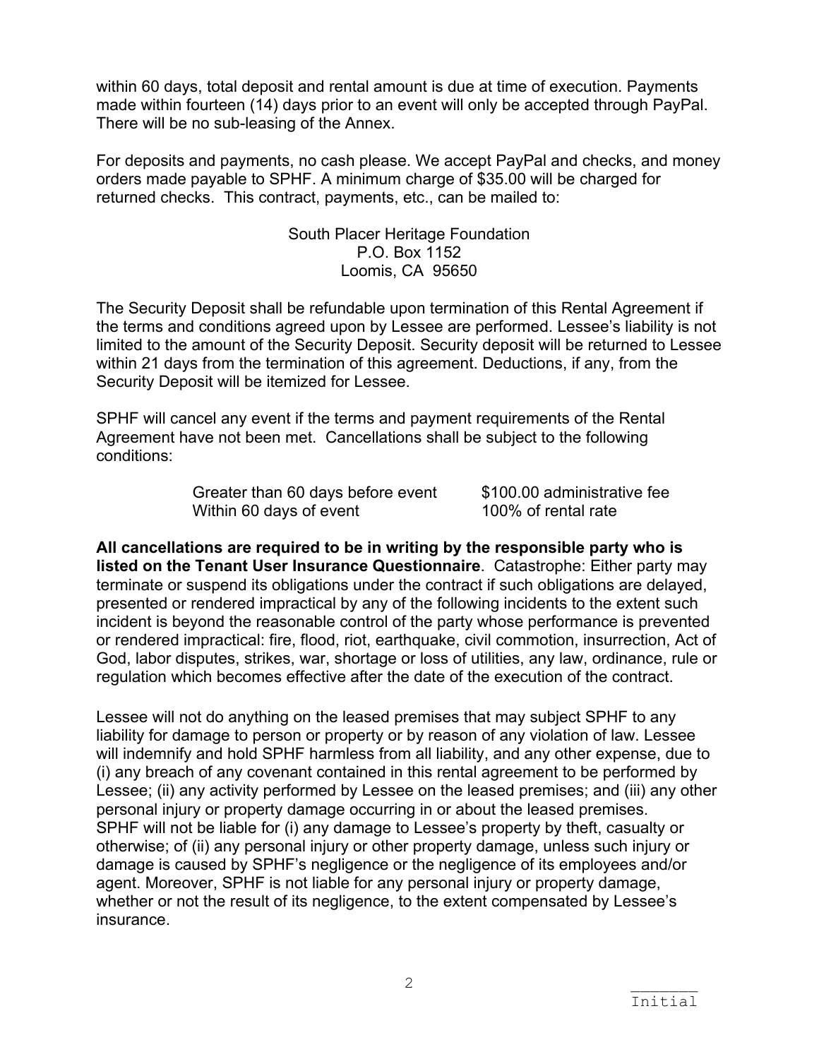within 60 days, total deposit and rental amount is due at time of execution. Payments made within fourteen (14) days prior to an event will only be accepted through PayPal. There will be no sub-leasing of the Annex.

For deposits and payments, no cash please. We accept PayPal and checks, and money orders made payable to SPHF. A minimum charge of $35.00 will be charged for returned checks. This contract, payments, etc., can be mailed to:

South Placer Heritage Foundation
P.O. Box 1152
Loomis, CA 95650

The Security Deposit shall be refundable upon termination of this Rental Agreement if the terms and conditions agreed upon by Lessee are performed. Lessee's liability is not limited to the amount of the Security Deposit. Security deposit will be returned to Lessee within 21 days from the termination of this agreement. Deductions, if any, from the Security Deposit will be itemized for Lessee.

SPHF will cancel any event if the terms and payment requirements of the Rental Agreement have not been met. Cancellations shall be subject to the following conditions:

| | |
|---|---|
| Greater than 60 days before event | $100.00 administrative fee |
| Within 60 days of event | 100% of rental rate |

**All cancellations are required to be in writing by the responsible party who is listed on the Tenant User Insurance Questionnaire**. Catastrophe: Either party may terminate or suspend its obligations under the contract if such obligations are delayed, presented or rendered impractical by any of the following incidents to the extent such incident is beyond the reasonable control of the party whose performance is prevented or rendered impractical: fire, flood, riot, earthquake, civil commotion, insurrection, Act of God, labor disputes, strikes, war, shortage or loss of utilities, any law, ordinance, rule or regulation which becomes effective after the date of the execution of the contract.

Lessee will not do anything on the leased premises that may subject SPHF to any liability for damage to person or property or by reason of any violation of law. Lessee will indemnify and hold SPHF harmless from all liability, and any other expense, due to (i) any breach of any covenant contained in this rental agreement to be performed by Lessee; (ii) any activity performed by Lessee on the leased premises; and (iii) any other personal injury or property damage occurring in or about the leased premises. SPHF will not be liable for (i) any damage to Lessee's property by theft, casualty or otherwise; of (ii) any personal injury or other property damage, unless such injury or damage is caused by SPHF's negligence or the negligence of its employees and/or agent. Moreover, SPHF is not liable for any personal injury or property damage, whether or not the result of its negligence, to the extent compensated by Lessee's insurance.

_______
Initial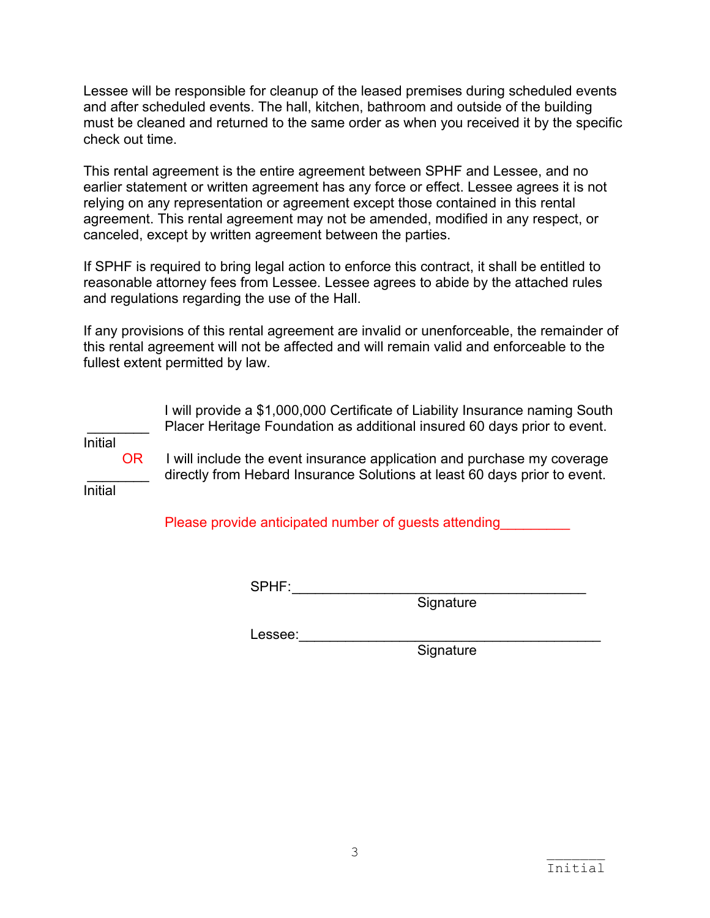Lessee will be responsible for cleanup of the leased premises during scheduled events and after scheduled events. The hall, kitchen, bathroom and outside of the building must be cleaned and returned to the same order as when you received it by the specific check out time.

This rental agreement is the entire agreement between SPHF and Lessee, and no earlier statement or written agreement has any force or effect. Lessee agrees it is not relying on any representation or agreement except those contained in this rental agreement. This rental agreement may not be amended, modified in any respect, or canceled, except by written agreement between the parties.

If SPHF is required to bring legal action to enforce this contract, it shall be entitled to reasonable attorney fees from Lessee. Lessee agrees to abide by the attached rules and regulations regarding the use of the Hall.

If any provisions of this rental agreement are invalid or unenforceable, the remainder of this rental agreement will not be affected and will remain valid and enforceable to the fullest extent permitted by law.

________ I will provide a $1,000,000 Certificate of Liability Insurance naming South Placer Heritage Foundation as additional insured 60 days prior to event.
Initial

OR

________ I will include the event insurance application and purchase my coverage directly from Hebard Insurance Solutions at least 60 days prior to event.
Initial

Please provide anticipated number of guests attending_________

SPHF:_______________________________________
Signature

Lessee:_______________________________________
Signature

________
Initial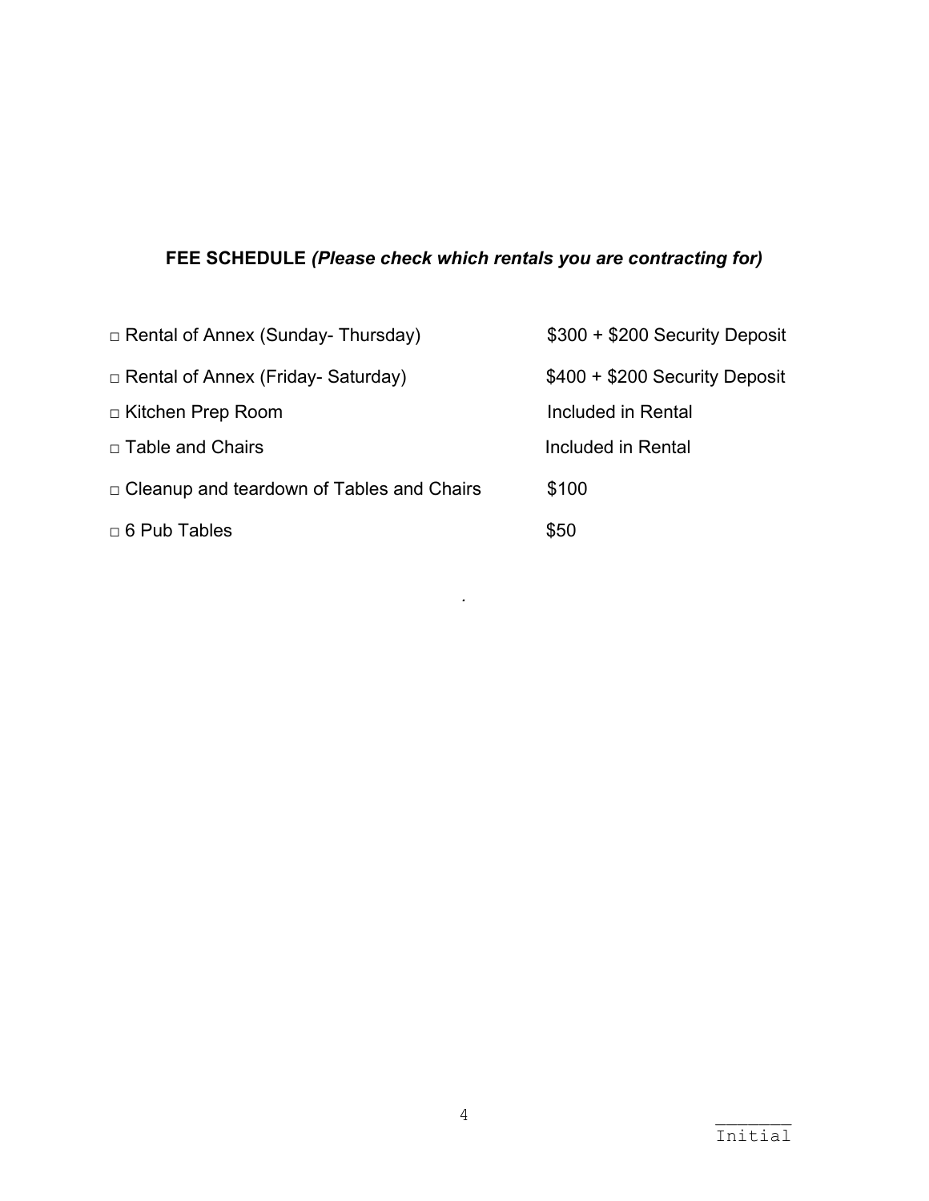**FEE SCHEDULE** ***(Please check which rentals you are contracting for)***

| | |
|---|---|
| □ Rental of Annex (Sunday- Thursday) | $300 + $200 Security Deposit |
| □ Rental of Annex (Friday- Saturday) | $400 + $200 Security Deposit |
| □ Kitchen Prep Room | Included in Rental |
| □ Table and Chairs | Included in Rental |
| □ Cleanup and teardown of Tables and Chairs | $100 |
| □ 6 Pub Tables | $50 |

.

________
Initial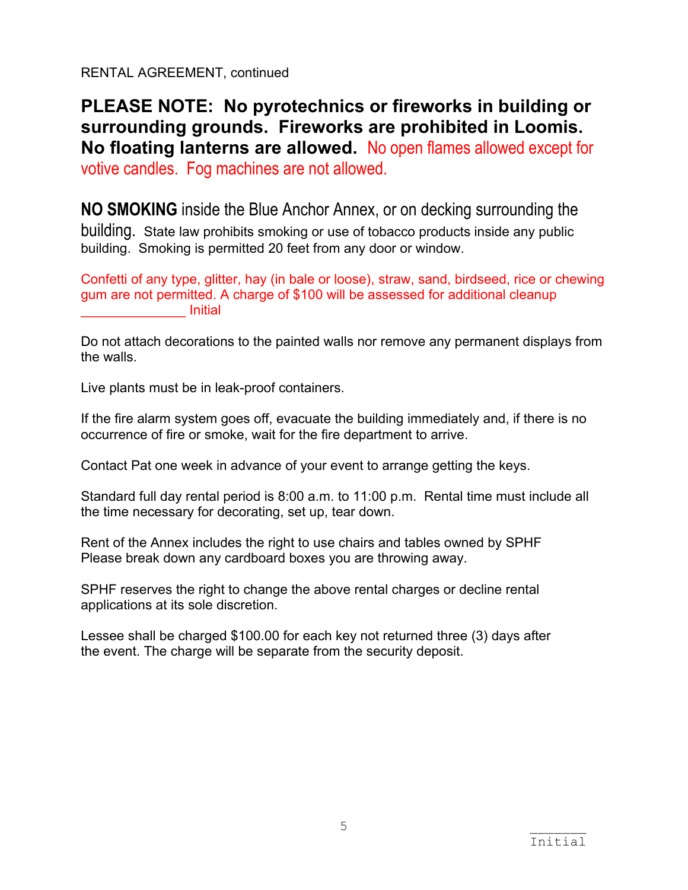RENTAL AGREEMENT, continued

**PLEASE NOTE: No pyrotechnics or fireworks in building or surrounding grounds. Fireworks are prohibited in Loomis. No floating lanterns are allowed.** No open flames allowed except for votive candles. Fog machines are not allowed.

**NO SMOKING** inside the Blue Anchor Annex, or on decking surrounding the building. State law prohibits smoking or use of tobacco products inside any public building. Smoking is permitted 20 feet from any door or window.

Confetti of any type, glitter, hay (in bale or loose), straw, sand, birdseed, rice or chewing gum are not permitted. A charge of $100 will be assessed for additional cleanup ______________ Initial

Do not attach decorations to the painted walls nor remove any permanent displays from the walls.

Live plants must be in leak-proof containers.

If the fire alarm system goes off, evacuate the building immediately and, if there is no occurrence of fire or smoke, wait for the fire department to arrive.

Contact Pat one week in advance of your event to arrange getting the keys.

Standard full day rental period is 8:00 a.m. to 11:00 p.m. Rental time must include all the time necessary for decorating, set up, tear down.

Rent of the Annex includes the right to use chairs and tables owned by SPHF
Please break down any cardboard boxes you are throwing away.

SPHF reserves the right to change the above rental charges or decline rental applications at its sole discretion.

Lessee shall be charged $100.00 for each key not returned three (3) days after the event. The charge will be separate from the security deposit.

_______
Initial